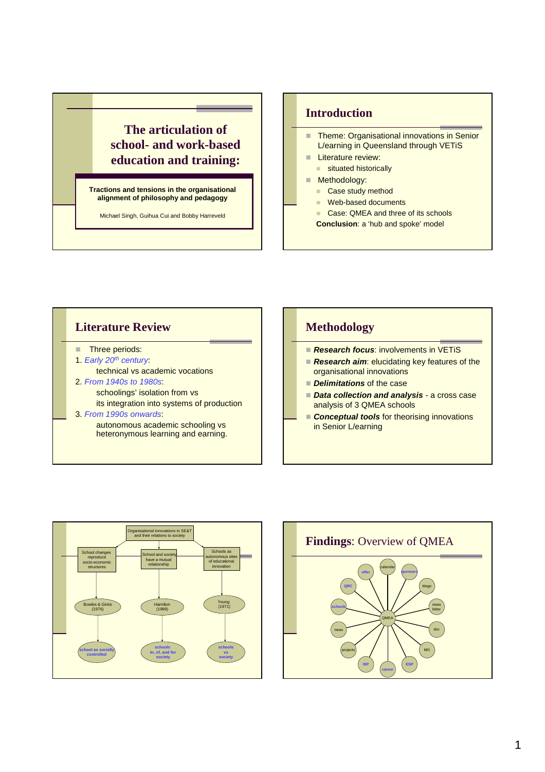# The articulation of school- and work-based education and training:

**Tractions and tensions in the organisational alignment of philosophy and pedagogy**

Michael Singh, Guihua Cui and Bobby Harreveld

## Introduction

- Theme: Organisational innovations in Senior L/earning in Queensland through VETiS
- Literature review:
  - situated historically
- Methodology:
  - Case study method
  - Web-based documents
  - Case: QMEA and three of its schools

**Conclusion**: a 'hub and spoke' model

## Literature Review

- Three periods:

1. *Early 20th century*:
   technical vs academic vocations
2. *From 1940s to 1980s*:
   schoolings' isolation from vs
   its integration into systems of production
3. *From 1990s onwards*:
   autonomous academic schooling vs
   heteronymous learning and earning.

## Methodology

- ***Research focus***: involvements in VETiS
- ***Research aim***: elucidating key features of the organisational innovations
- ***Delimitations*** of the case
- ***Data collection and analysis*** - a cross case analysis of 3 QMEA schools
- ***Conceptual tools*** for theorising innovations in Senior L/earning

Organisational innovations in SE&T and their relations to society

- School changes reproduce socio-economic structures → Bowles & Gintis (1976) → school as socially controlled
- School and society have a mutual relationship → Hamilton (1989) → schools in, of, and for society
- Schools as autonomous sites of educational innovation → Young (1971) → schools vs society

## Findings: Overview of QMEA

QMEA: calendar, sponsors, blogs, news letter, doc, MG, ESP, career, ISP, projects, news, schools, QRC, offer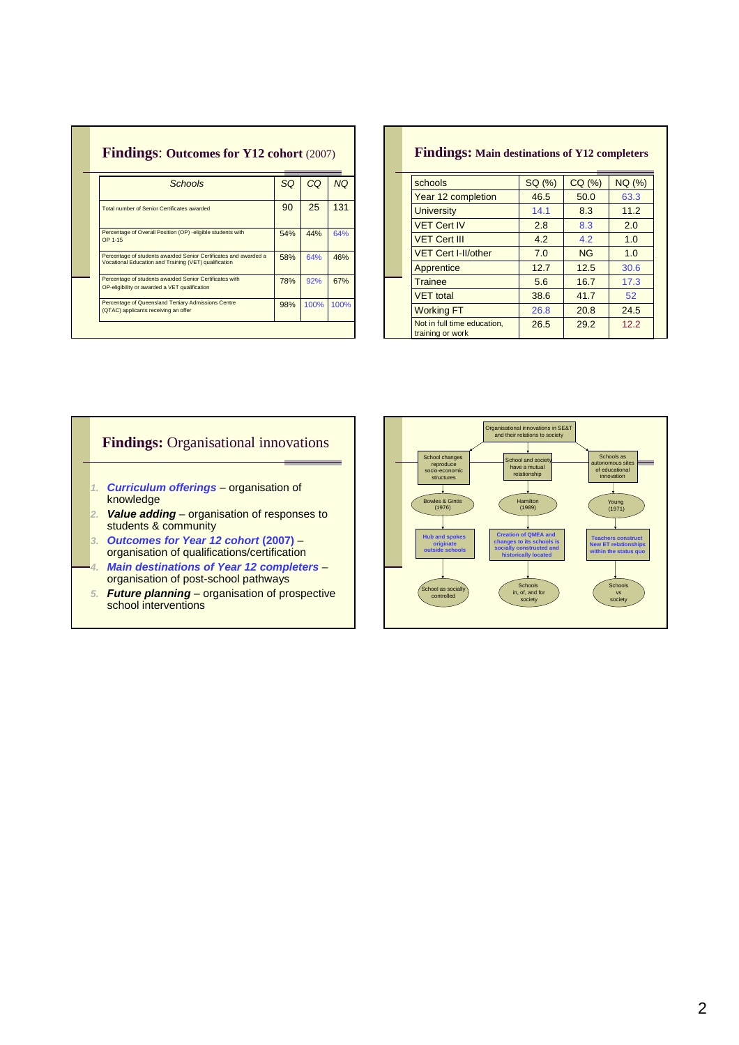## Findings: Outcomes for Y12 cohort (2007)

| Schools | SQ | CQ | NQ |
|---|---|---|---|
| Total number of Senior Certificates awarded | 90 | 25 | 131 |
| Percentage of Overall Position (OP) -eligible students with OP 1-15 | 54% | 44% | 64% |
| Percentage of students awarded Senior Certificates and awarded a Vocational Education and Training (VET) qualification | 58% | 64% | 46% |
| Percentage of students awarded Senior Certificates with OP-eligibility or awarded a VET qualification | 78% | 92% | 67% |
| Percentage of Queensland Tertiary Admissions Centre (QTAC) applicants receiving an offer | 98% | 100% | 100% |

## Findings: Main destinations of Y12 completers

| schools | SQ (%) | CQ (%) | NQ (%) |
|---|---|---|---|
| Year 12 completion | 46.5 | 50.0 | 63.3 |
| University | 14.1 | 8.3 | 11.2 |
| VET Cert IV | 2.8 | 8.3 | 2.0 |
| VET Cert III | 4.2 | 4.2 | 1.0 |
| VET Cert I-II/other | 7.0 | NG | 1.0 |
| Apprentice | 12.7 | 12.5 | 30.6 |
| Trainee | 5.6 | 16.7 | 17.3 |
| VET total | 38.6 | 41.7 | 52 |
| Working FT | 26.8 | 20.8 | 24.5 |
| Not in full time education, training or work | 26.5 | 29.2 | 12.2 |

## Findings: Organisational innovations

1. ***Curriculum offerings*** – organisation of knowledge
2. ***Value adding*** – organisation of responses to students & community
3. ***Outcomes for Year 12 cohort* (2007)** – organisation of qualifications/certification
4. ***Main destinations of Year 12 completers*** – organisation of post-school pathways
5. ***Future planning*** – organisation of prospective school interventions

Organisational innovations in SE&T and their relations to society

School changes reproduce socio-economic structures

School and society have a mutual relationship

Schools as autonomous sites of educational innovation

Bowles & Gintis (1976)

Hamilton (1989)

Young (1971)

Hub and spokes originate outside schools

Creation of QMEA and changes to its schools is socially constructed and historically located

Teachers construct New ET relationships within the status quo

School as socially controlled

Schools in, of, and for society

Schools vs society